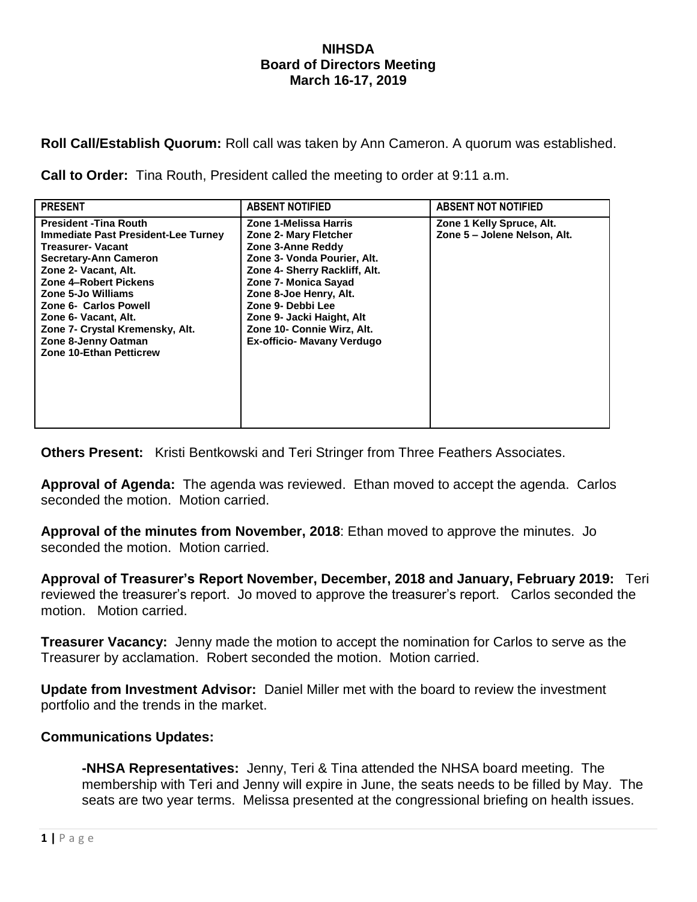# NIHSDA
## Board of Directors Meeting
### March 16-17, 2019

**Roll Call/Establish Quorum:** Roll call was taken by Ann Cameron. A quorum was established.

**Call to Order:** Tina Routh, President called the meeting to order at 9:11 a.m.

| PRESENT | ABSENT NOTIFIED | ABSENT NOT NOTIFIED |
|---|---|---|
| President -Tina Routh<br>Immediate Past President-Lee Turney<br>Treasurer- Vacant<br>Secretary-Ann Cameron<br>Zone 2- Vacant, Alt.<br>Zone 4–Robert Pickens<br>Zone 5-Jo Williams<br>Zone 6- Carlos Powell<br>Zone 6- Vacant, Alt.<br>Zone 7- Crystal Kremensky, Alt.<br>Zone 8-Jenny Oatman<br>Zone 10-Ethan Petticrew | Zone 1-Melissa Harris<br>Zone 2- Mary Fletcher<br>Zone 3-Anne Reddy<br>Zone 3- Vonda Pourier, Alt.<br>Zone 4- Sherry Rackliff, Alt.<br>Zone 7- Monica Sayad<br>Zone 8-Joe Henry, Alt.<br>Zone 9- Debbi Lee<br>Zone 9- Jacki Haight, Alt<br>Zone 10- Connie Wirz, Alt.<br>Ex-officio- Mavany Verdugo | Zone 1 Kelly Spruce, Alt.<br>Zone 5 – Jolene Nelson, Alt. |

**Others Present:** Kristi Bentkowski and Teri Stringer from Three Feathers Associates.

**Approval of Agenda:** The agenda was reviewed. Ethan moved to accept the agenda. Carlos seconded the motion. Motion carried.

**Approval of the minutes from November, 2018**: Ethan moved to approve the minutes. Jo seconded the motion. Motion carried.

**Approval of Treasurer's Report November, December, 2018 and January, February 2019:** Teri reviewed the treasurer's report. Jo moved to approve the treasurer's report. Carlos seconded the motion. Motion carried.

**Treasurer Vacancy:** Jenny made the motion to accept the nomination for Carlos to serve as the Treasurer by acclamation. Robert seconded the motion. Motion carried.

**Update from Investment Advisor:** Daniel Miller met with the board to review the investment portfolio and the trends in the market.

**Communications Updates:**

**-NHSA Representatives:** Jenny, Teri & Tina attended the NHSA board meeting. The membership with Teri and Jenny will expire in June, the seats needs to be filled by May. The seats are two year terms. Melissa presented at the congressional briefing on health issues.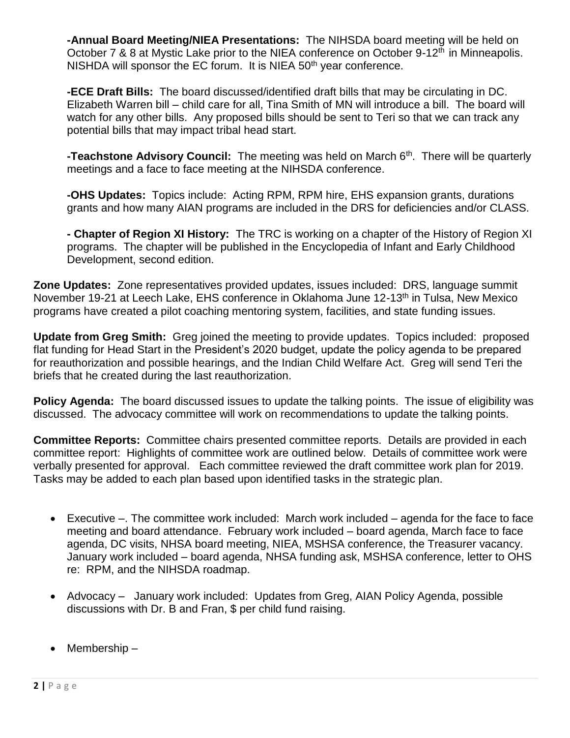**-Annual Board Meeting/NIEA Presentations:** The NIHSDA board meeting will be held on October 7 & 8 at Mystic Lake prior to the NIEA conference on October 9-12th in Minneapolis. NISHDA will sponsor the EC forum. It is NIEA 50th year conference.

**-ECE Draft Bills:** The board discussed/identified draft bills that may be circulating in DC. Elizabeth Warren bill – child care for all, Tina Smith of MN will introduce a bill. The board will watch for any other bills. Any proposed bills should be sent to Teri so that we can track any potential bills that may impact tribal head start.

**-Teachstone Advisory Council:** The meeting was held on March 6th. There will be quarterly meetings and a face to face meeting at the NIHSDA conference.

**-OHS Updates:** Topics include: Acting RPM, RPM hire, EHS expansion grants, durations grants and how many AIAN programs are included in the DRS for deficiencies and/or CLASS.

**- Chapter of Region XI History:** The TRC is working on a chapter of the History of Region XI programs. The chapter will be published in the Encyclopedia of Infant and Early Childhood Development, second edition.

**Zone Updates:** Zone representatives provided updates, issues included: DRS, language summit November 19-21 at Leech Lake, EHS conference in Oklahoma June 12-13th in Tulsa, New Mexico programs have created a pilot coaching mentoring system, facilities, and state funding issues.

**Update from Greg Smith:** Greg joined the meeting to provide updates. Topics included: proposed flat funding for Head Start in the President's 2020 budget, update the policy agenda to be prepared for reauthorization and possible hearings, and the Indian Child Welfare Act. Greg will send Teri the briefs that he created during the last reauthorization.

**Policy Agenda:** The board discussed issues to update the talking points. The issue of eligibility was discussed. The advocacy committee will work on recommendations to update the talking points.

**Committee Reports:** Committee chairs presented committee reports. Details are provided in each committee report: Highlights of committee work are outlined below. Details of committee work were verbally presented for approval. Each committee reviewed the draft committee work plan for 2019. Tasks may be added to each plan based upon identified tasks in the strategic plan.

- Executive –. The committee work included: March work included – agenda for the face to face meeting and board attendance. February work included – board agenda, March face to face agenda, DC visits, NHSA board meeting, NIEA, MSHSA conference, the Treasurer vacancy. January work included – board agenda, NHSA funding ask, MSHSA conference, letter to OHS re: RPM, and the NIHSDA roadmap.
- Advocacy – January work included: Updates from Greg, AIAN Policy Agenda, possible discussions with Dr. B and Fran, $ per child fund raising.
- Membership –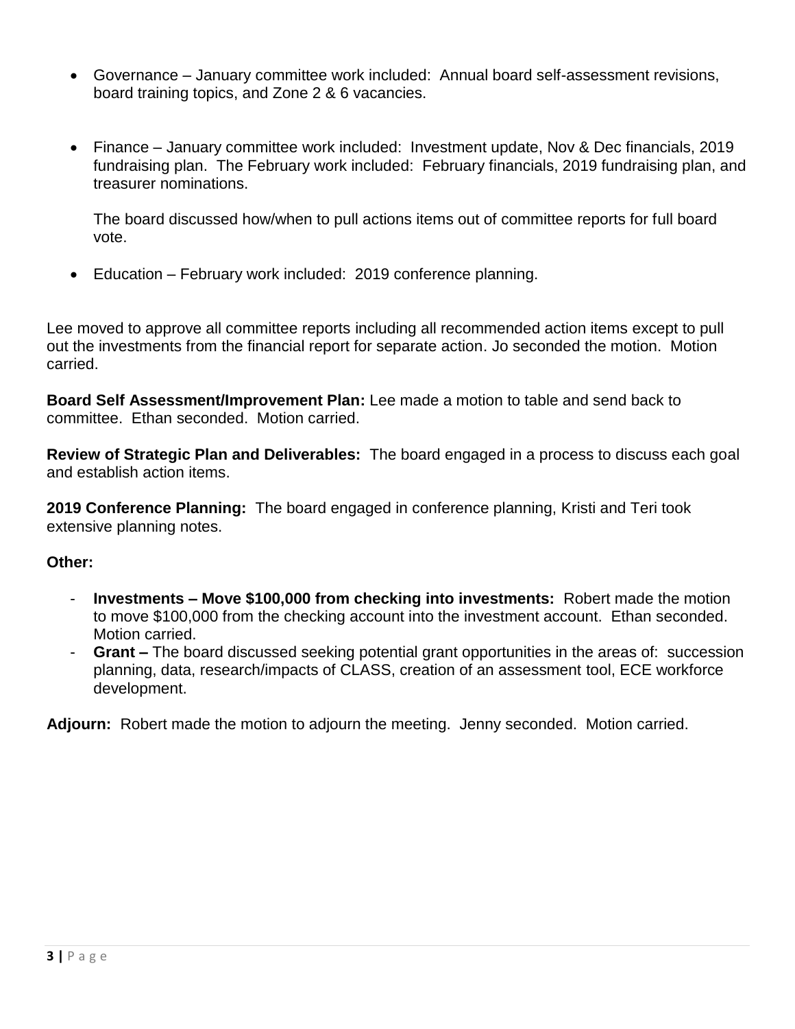- Governance – January committee work included: Annual board self-assessment revisions, board training topics, and Zone 2 & 6 vacancies.

- Finance – January committee work included: Investment update, Nov & Dec financials, 2019 fundraising plan. The February work included: February financials, 2019 fundraising plan, and treasurer nominations.

  The board discussed how/when to pull actions items out of committee reports for full board vote.

- Education – February work included: 2019 conference planning.

Lee moved to approve all committee reports including all recommended action items except to pull out the investments from the financial report for separate action. Jo seconded the motion. Motion carried.

**Board Self Assessment/Improvement Plan:** Lee made a motion to table and send back to committee. Ethan seconded. Motion carried.

**Review of Strategic Plan and Deliverables:** The board engaged in a process to discuss each goal and establish action items.

**2019 Conference Planning:** The board engaged in conference planning, Kristi and Teri took extensive planning notes.

**Other:**

- **Investments – Move $100,000 from checking into investments:** Robert made the motion to move $100,000 from the checking account into the investment account. Ethan seconded. Motion carried.
- **Grant –** The board discussed seeking potential grant opportunities in the areas of: succession planning, data, research/impacts of CLASS, creation of an assessment tool, ECE workforce development.

**Adjourn:** Robert made the motion to adjourn the meeting. Jenny seconded. Motion carried.